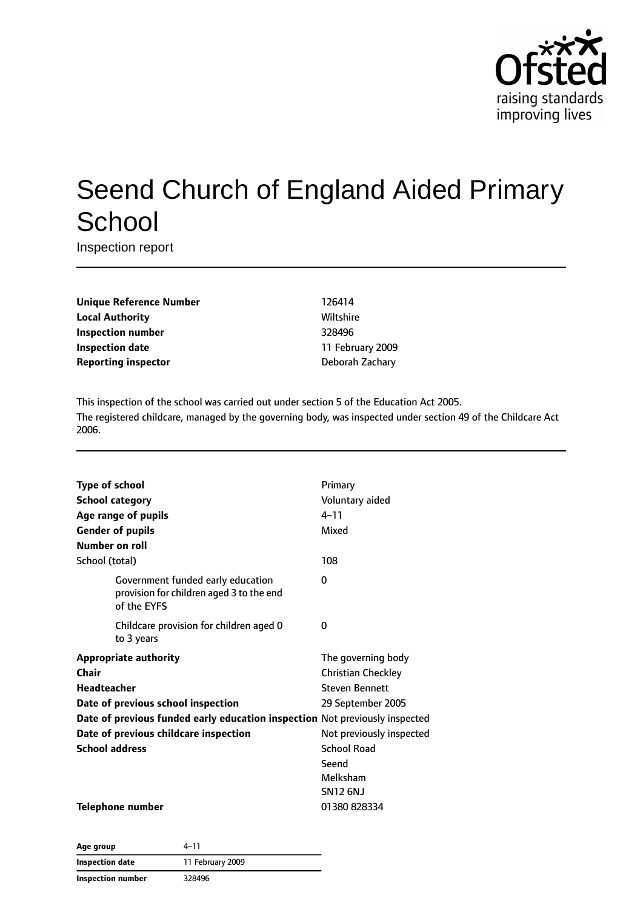Ofsted
raising standards
improving lives

# Seend Church of England Aided Primary School

Inspection report

| | |
|---|---|
| **Unique Reference Number** | 126414 |
| **Local Authority** | Wiltshire |
| **Inspection number** | 328496 |
| **Inspection date** | 11 February 2009 |
| **Reporting inspector** | Deborah Zachary |

This inspection of the school was carried out under section 5 of the Education Act 2005.
The registered childcare, managed by the governing body, was inspected under section 49 of the Childcare Act 2006.

| | |
|---|---|
| **Type of school** | Primary |
| **School category** | Voluntary aided |
| **Age range of pupils** | 4–11 |
| **Gender of pupils** | Mixed |
| **Number on roll** | |
| School (total) | 108 |
| Government funded early education provision for children aged 3 to the end of the EYFS | 0 |
| Childcare provision for children aged 0 to 3 years | 0 |
| **Appropriate authority** | The governing body |
| **Chair** | Christian Checkley |
| **Headteacher** | Steven Bennett |
| **Date of previous school inspection** | 29 September 2005 |
| **Date of previous funded early education inspection** | Not previously inspected |
| **Date of previous childcare inspection** | Not previously inspected |
| **School address** | School Road<br>Seend<br>Melksham<br>SN12 6NJ |
| **Telephone number** | 01380 828334 |

| | |
|---|---|
| **Age group** | 4–11 |
| **Inspection date** | 11 February 2009 |
| **Inspection number** | 328496 |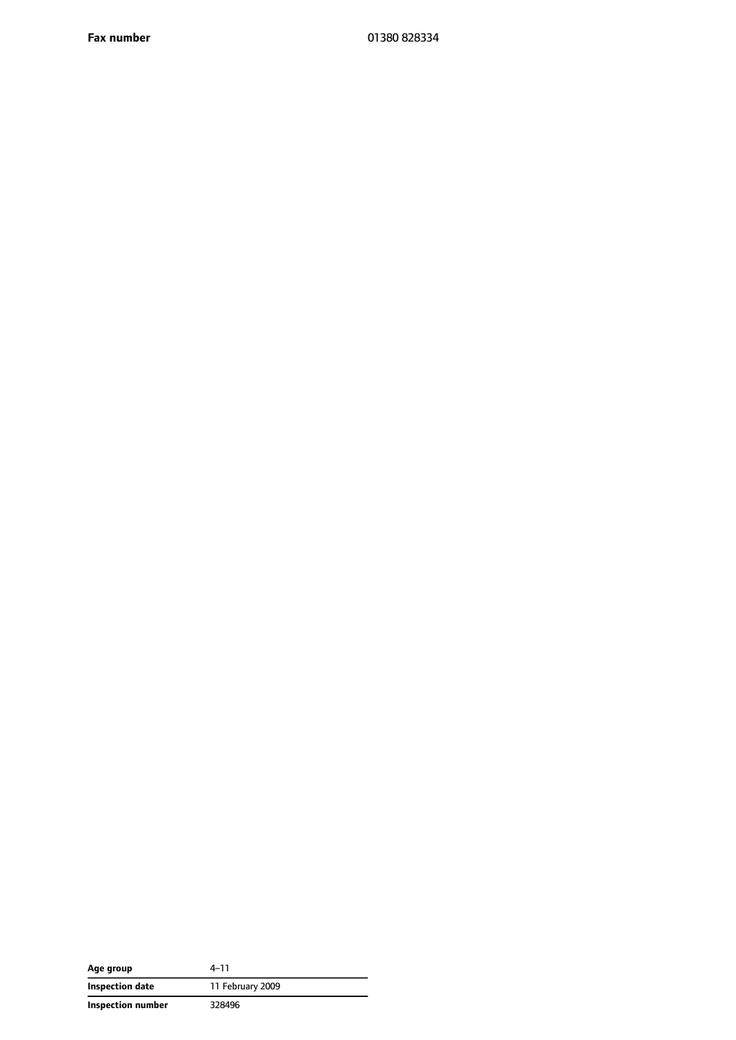| | |
|---|---|
| **Fax number** | 01380 828334 |

| | |
|---|---|
| **Age group** | 4–11 |
| **Inspection date** | 11 February 2009 |
| **Inspection number** | 328496 |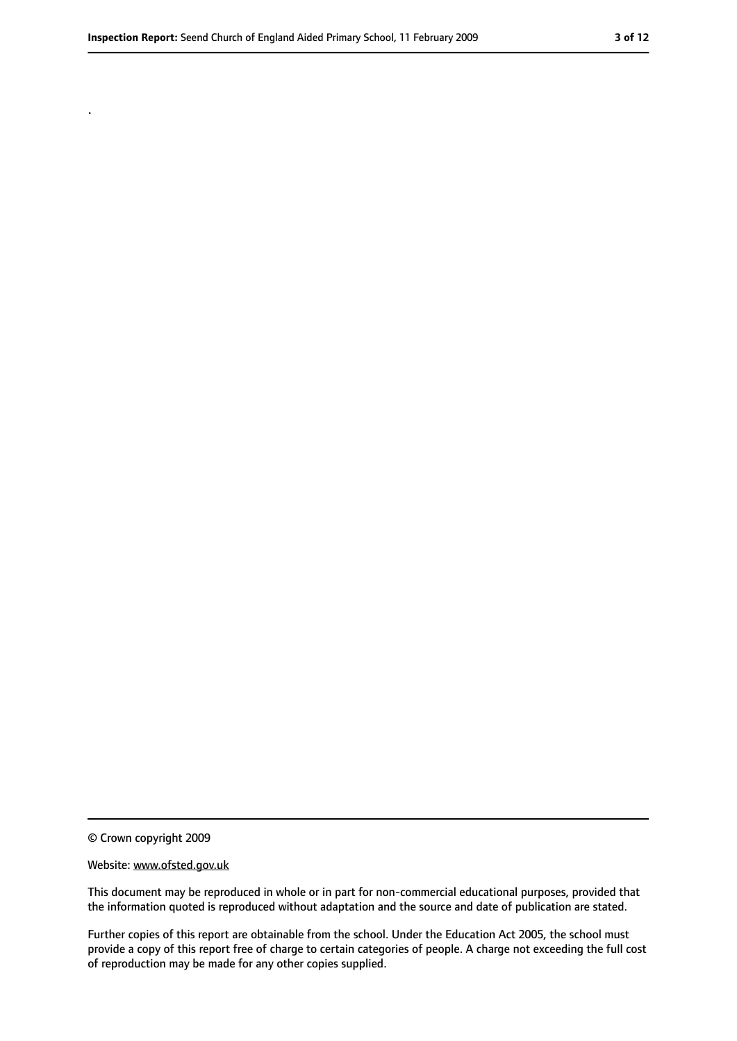.

© Crown copyright 2009

Website: www.ofsted.gov.uk

This document may be reproduced in whole or in part for non-commercial educational purposes, provided that the information quoted is reproduced without adaptation and the source and date of publication are stated.

Further copies of this report are obtainable from the school. Under the Education Act 2005, the school must provide a copy of this report free of charge to certain categories of people. A charge not exceeding the full cost of reproduction may be made for any other copies supplied.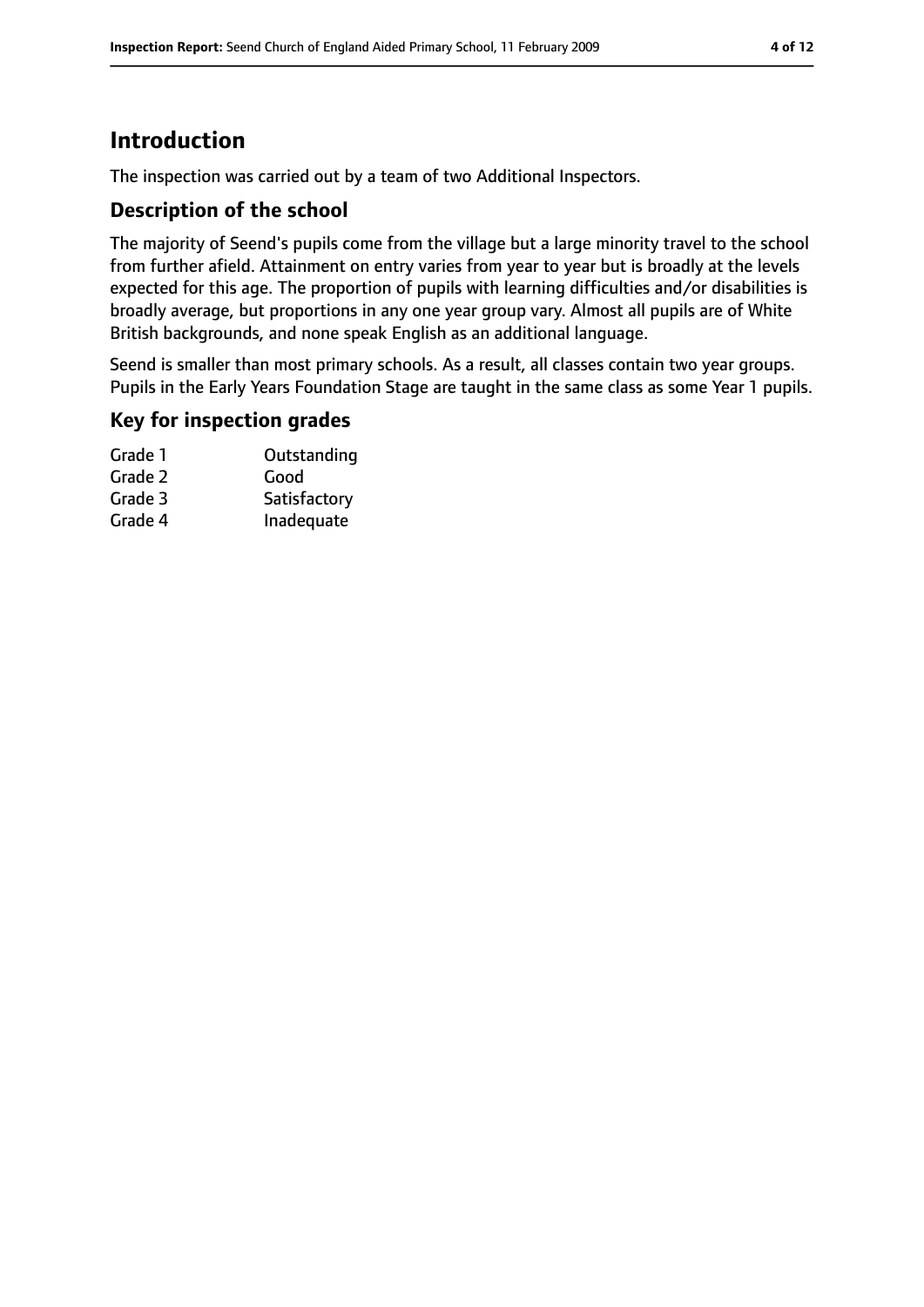# Introduction

The inspection was carried out by a team of two Additional Inspectors.

## Description of the school

The majority of Seend's pupils come from the village but a large minority travel to the school from further afield. Attainment on entry varies from year to year but is broadly at the levels expected for this age. The proportion of pupils with learning difficulties and/or disabilities is broadly average, but proportions in any one year group vary. Almost all pupils are of White British backgrounds, and none speak English as an additional language.

Seend is smaller than most primary schools. As a result, all classes contain two year groups. Pupils in the Early Years Foundation Stage are taught in the same class as some Year 1 pupils.

## Key for inspection grades

| | |
|---|---|
| Grade 1 | Outstanding |
| Grade 2 | Good |
| Grade 3 | Satisfactory |
| Grade 4 | Inadequate |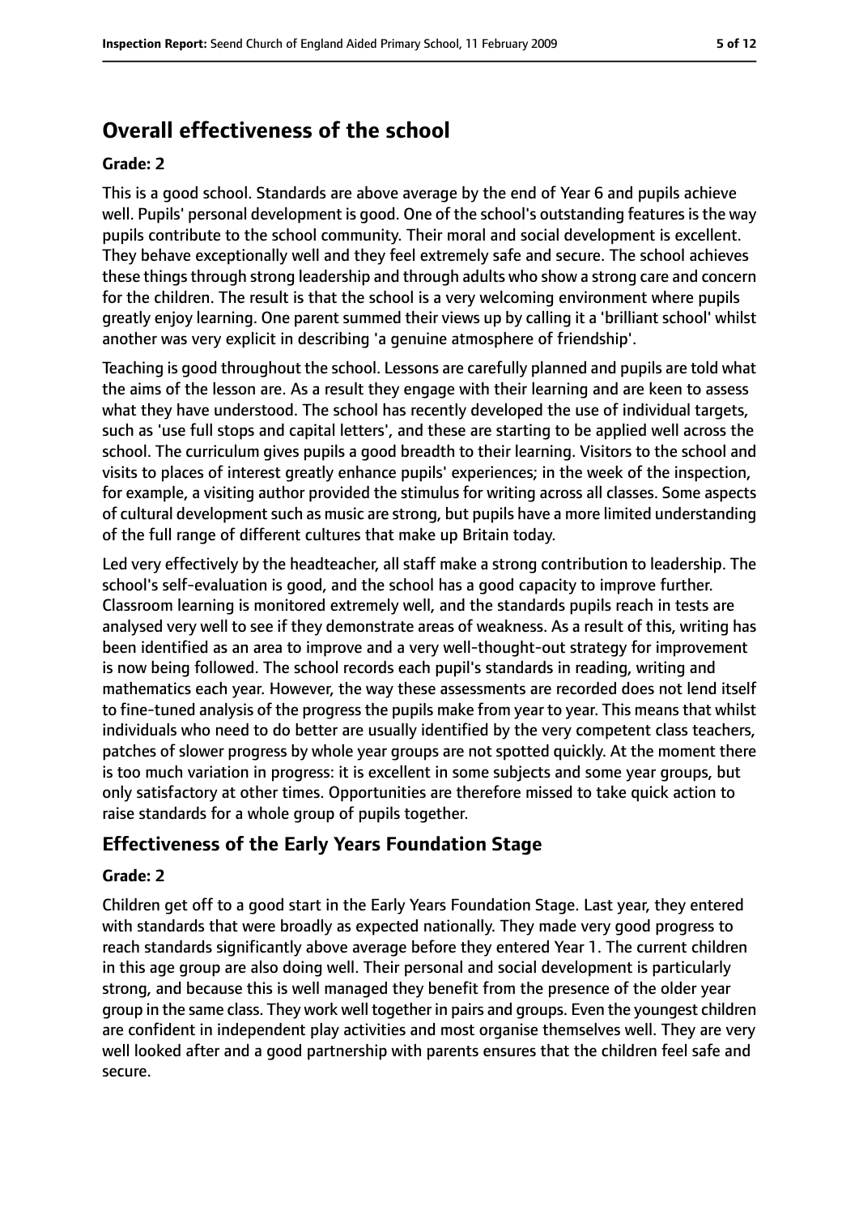## Overall effectiveness of the school

**Grade: 2**

This is a good school. Standards are above average by the end of Year 6 and pupils achieve well. Pupils' personal development is good. One of the school's outstanding features is the way pupils contribute to the school community. Their moral and social development is excellent. They behave exceptionally well and they feel extremely safe and secure. The school achieves these things through strong leadership and through adults who show a strong care and concern for the children. The result is that the school is a very welcoming environment where pupils greatly enjoy learning. One parent summed their views up by calling it a 'brilliant school' whilst another was very explicit in describing 'a genuine atmosphere of friendship'.

Teaching is good throughout the school. Lessons are carefully planned and pupils are told what the aims of the lesson are. As a result they engage with their learning and are keen to assess what they have understood. The school has recently developed the use of individual targets, such as 'use full stops and capital letters', and these are starting to be applied well across the school. The curriculum gives pupils a good breadth to their learning. Visitors to the school and visits to places of interest greatly enhance pupils' experiences; in the week of the inspection, for example, a visiting author provided the stimulus for writing across all classes. Some aspects of cultural development such as music are strong, but pupils have a more limited understanding of the full range of different cultures that make up Britain today.

Led very effectively by the headteacher, all staff make a strong contribution to leadership. The school's self-evaluation is good, and the school has a good capacity to improve further. Classroom learning is monitored extremely well, and the standards pupils reach in tests are analysed very well to see if they demonstrate areas of weakness. As a result of this, writing has been identified as an area to improve and a very well-thought-out strategy for improvement is now being followed. The school records each pupil's standards in reading, writing and mathematics each year. However, the way these assessments are recorded does not lend itself to fine-tuned analysis of the progress the pupils make from year to year. This means that whilst individuals who need to do better are usually identified by the very competent class teachers, patches of slower progress by whole year groups are not spotted quickly. At the moment there is too much variation in progress: it is excellent in some subjects and some year groups, but only satisfactory at other times. Opportunities are therefore missed to take quick action to raise standards for a whole group of pupils together.

### Effectiveness of the Early Years Foundation Stage

**Grade: 2**

Children get off to a good start in the Early Years Foundation Stage. Last year, they entered with standards that were broadly as expected nationally. They made very good progress to reach standards significantly above average before they entered Year 1. The current children in this age group are also doing well. Their personal and social development is particularly strong, and because this is well managed they benefit from the presence of the older year group in the same class. They work well together in pairs and groups. Even the youngest children are confident in independent play activities and most organise themselves well. They are very well looked after and a good partnership with parents ensures that the children feel safe and secure.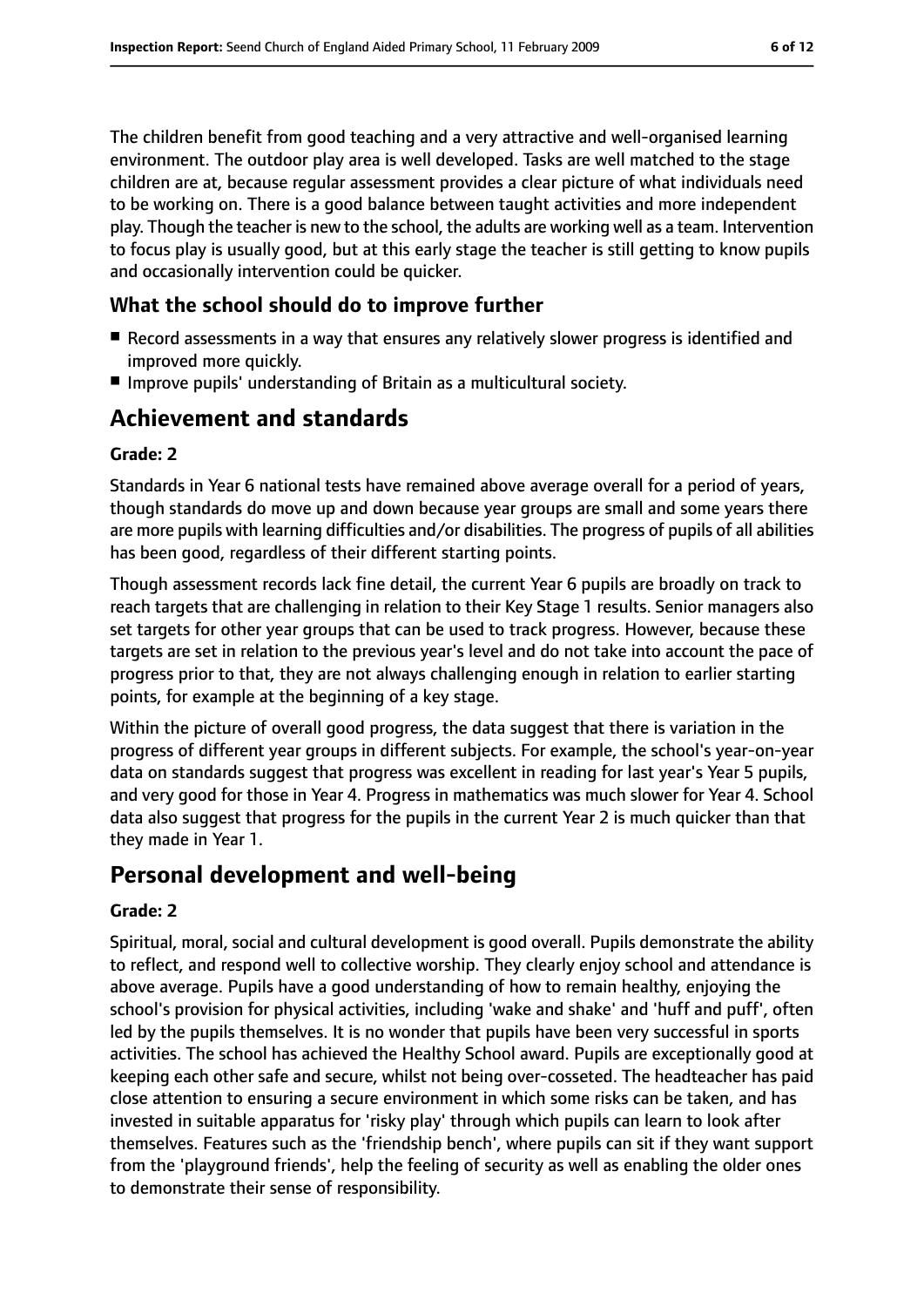The children benefit from good teaching and a very attractive and well-organised learning environment. The outdoor play area is well developed. Tasks are well matched to the stage children are at, because regular assessment provides a clear picture of what individuals need to be working on. There is a good balance between taught activities and more independent play. Though the teacher is new to the school, the adults are working well as a team. Intervention to focus play is usually good, but at this early stage the teacher is still getting to know pupils and occasionally intervention could be quicker.

### What the school should do to improve further

- Record assessments in a way that ensures any relatively slower progress is identified and improved more quickly.
- Improve pupils' understanding of Britain as a multicultural society.

## Achievement and standards

**Grade: 2**

Standards in Year 6 national tests have remained above average overall for a period of years, though standards do move up and down because year groups are small and some years there are more pupils with learning difficulties and/or disabilities. The progress of pupils of all abilities has been good, regardless of their different starting points.

Though assessment records lack fine detail, the current Year 6 pupils are broadly on track to reach targets that are challenging in relation to their Key Stage 1 results. Senior managers also set targets for other year groups that can be used to track progress. However, because these targets are set in relation to the previous year's level and do not take into account the pace of progress prior to that, they are not always challenging enough in relation to earlier starting points, for example at the beginning of a key stage.

Within the picture of overall good progress, the data suggest that there is variation in the progress of different year groups in different subjects. For example, the school's year-on-year data on standards suggest that progress was excellent in reading for last year's Year 5 pupils, and very good for those in Year 4. Progress in mathematics was much slower for Year 4. School data also suggest that progress for the pupils in the current Year 2 is much quicker than that they made in Year 1.

## Personal development and well-being

**Grade: 2**

Spiritual, moral, social and cultural development is good overall. Pupils demonstrate the ability to reflect, and respond well to collective worship. They clearly enjoy school and attendance is above average. Pupils have a good understanding of how to remain healthy, enjoying the school's provision for physical activities, including 'wake and shake' and 'huff and puff', often led by the pupils themselves. It is no wonder that pupils have been very successful in sports activities. The school has achieved the Healthy School award. Pupils are exceptionally good at keeping each other safe and secure, whilst not being over-cosseted. The headteacher has paid close attention to ensuring a secure environment in which some risks can be taken, and has invested in suitable apparatus for 'risky play' through which pupils can learn to look after themselves. Features such as the 'friendship bench', where pupils can sit if they want support from the 'playground friends', help the feeling of security as well as enabling the older ones to demonstrate their sense of responsibility.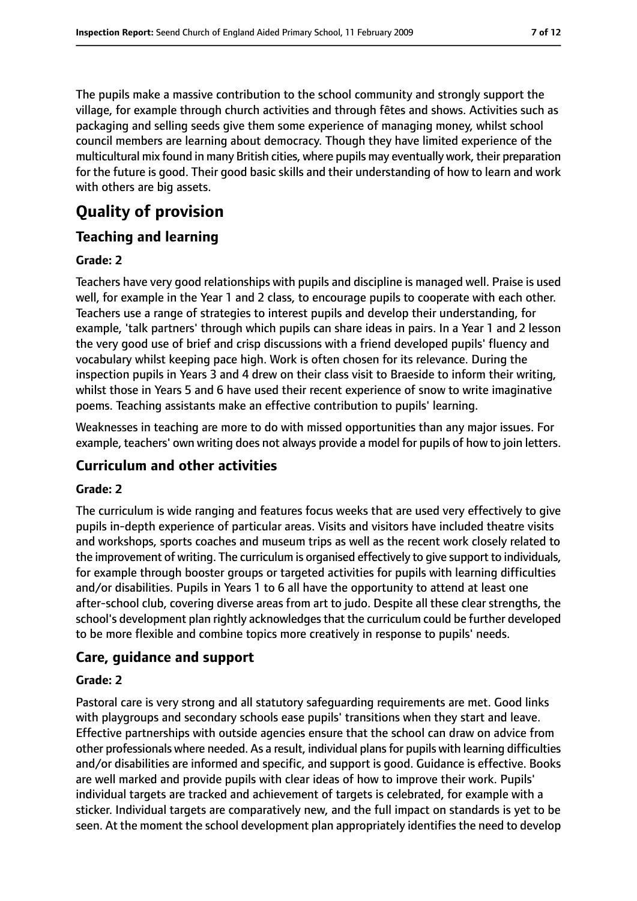The pupils make a massive contribution to the school community and strongly support the village, for example through church activities and through fêtes and shows. Activities such as packaging and selling seeds give them some experience of managing money, whilst school council members are learning about democracy. Though they have limited experience of the multicultural mix found in many British cities, where pupils may eventually work, their preparation for the future is good. Their good basic skills and their understanding of how to learn and work with others are big assets.

# Quality of provision

## Teaching and learning

### Grade: 2

Teachers have very good relationships with pupils and discipline is managed well. Praise is used well, for example in the Year 1 and 2 class, to encourage pupils to cooperate with each other. Teachers use a range of strategies to interest pupils and develop their understanding, for example, 'talk partners' through which pupils can share ideas in pairs. In a Year 1 and 2 lesson the very good use of brief and crisp discussions with a friend developed pupils' fluency and vocabulary whilst keeping pace high. Work is often chosen for its relevance. During the inspection pupils in Years 3 and 4 drew on their class visit to Braeside to inform their writing, whilst those in Years 5 and 6 have used their recent experience of snow to write imaginative poems. Teaching assistants make an effective contribution to pupils' learning.

Weaknesses in teaching are more to do with missed opportunities than any major issues. For example, teachers' own writing does not always provide a model for pupils of how to join letters.

## Curriculum and other activities

### Grade: 2

The curriculum is wide ranging and features focus weeks that are used very effectively to give pupils in-depth experience of particular areas. Visits and visitors have included theatre visits and workshops, sports coaches and museum trips as well as the recent work closely related to the improvement of writing. The curriculum is organised effectively to give support to individuals, for example through booster groups or targeted activities for pupils with learning difficulties and/or disabilities. Pupils in Years 1 to 6 all have the opportunity to attend at least one after-school club, covering diverse areas from art to judo. Despite all these clear strengths, the school's development plan rightly acknowledges that the curriculum could be further developed to be more flexible and combine topics more creatively in response to pupils' needs.

## Care, guidance and support

### Grade: 2

Pastoral care is very strong and all statutory safeguarding requirements are met. Good links with playgroups and secondary schools ease pupils' transitions when they start and leave. Effective partnerships with outside agencies ensure that the school can draw on advice from other professionals where needed. As a result, individual plans for pupils with learning difficulties and/or disabilities are informed and specific, and support is good. Guidance is effective. Books are well marked and provide pupils with clear ideas of how to improve their work. Pupils' individual targets are tracked and achievement of targets is celebrated, for example with a sticker. Individual targets are comparatively new, and the full impact on standards is yet to be seen. At the moment the school development plan appropriately identifies the need to develop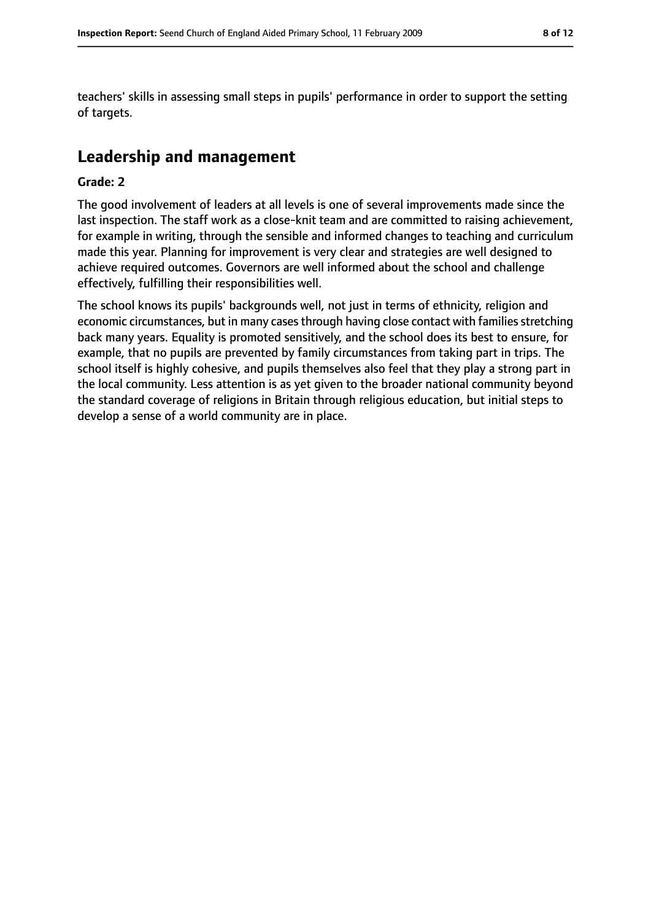teachers' skills in assessing small steps in pupils' performance in order to support the setting of targets.

## Leadership and management

**Grade: 2**

The good involvement of leaders at all levels is one of several improvements made since the last inspection. The staff work as a close-knit team and are committed to raising achievement, for example in writing, through the sensible and informed changes to teaching and curriculum made this year. Planning for improvement is very clear and strategies are well designed to achieve required outcomes. Governors are well informed about the school and challenge effectively, fulfilling their responsibilities well.

The school knows its pupils' backgrounds well, not just in terms of ethnicity, religion and economic circumstances, but in many cases through having close contact with families stretching back many years. Equality is promoted sensitively, and the school does its best to ensure, for example, that no pupils are prevented by family circumstances from taking part in trips. The school itself is highly cohesive, and pupils themselves also feel that they play a strong part in the local community. Less attention is as yet given to the broader national community beyond the standard coverage of religions in Britain through religious education, but initial steps to develop a sense of a world community are in place.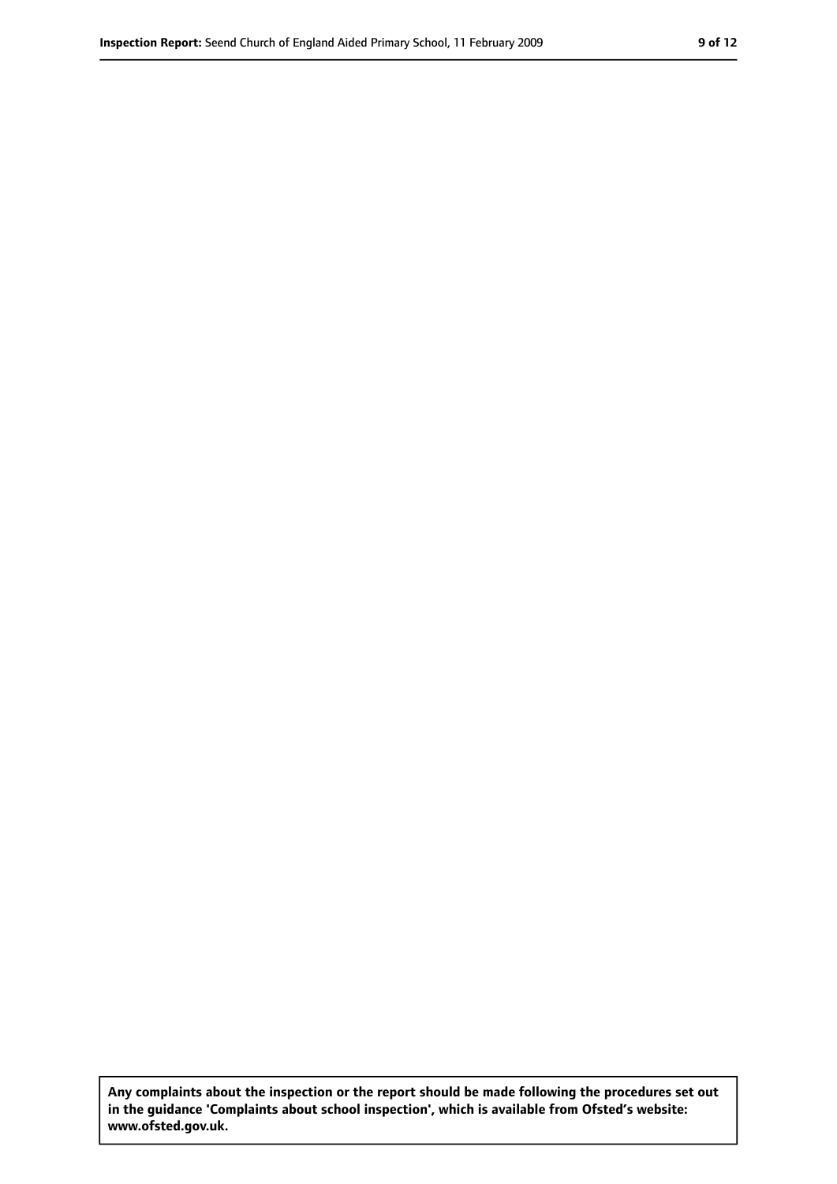**Any complaints about the inspection or the report should be made following the procedures set out in the guidance 'Complaints about school inspection', which is available from Ofsted's website: www.ofsted.gov.uk.**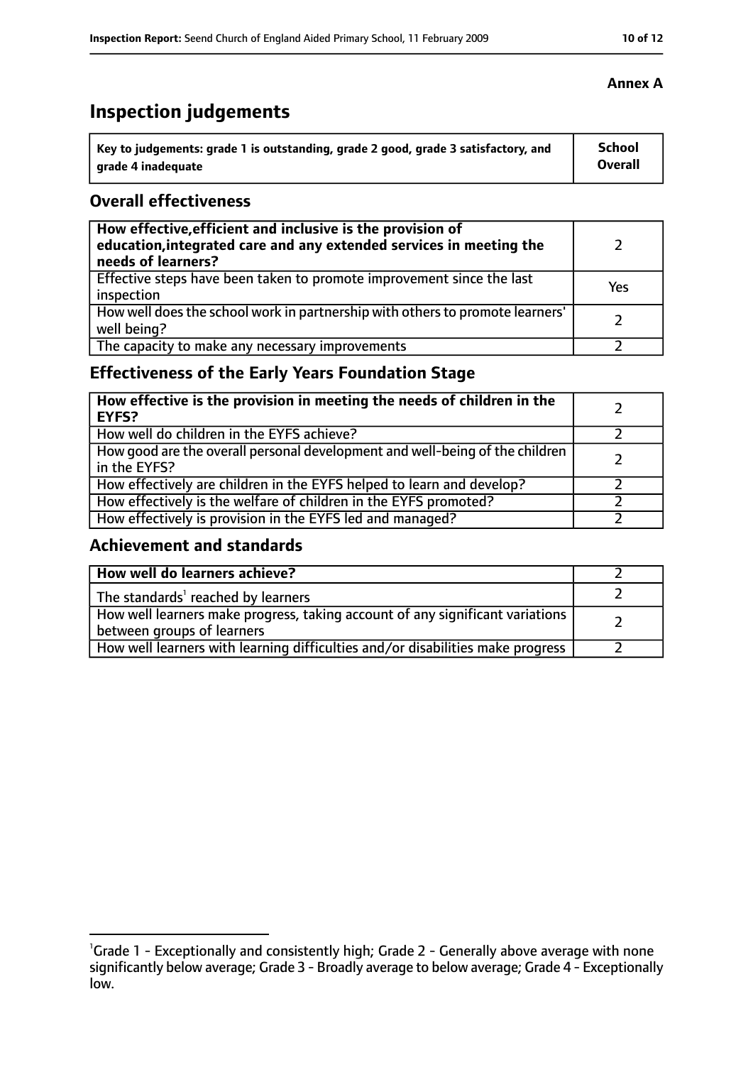**Annex A**

# Inspection judgements

| Key to judgements: grade 1 is outstanding, grade 2 good, grade 3 satisfactory, and grade 4 inadequate | School Overall |
|---|---|

## Overall effectiveness

| | |
|---|---|
| **How effective, efficient and inclusive is the provision of education, integrated care and any extended services in meeting the needs of learners?** | 2 |
| Effective steps have been taken to promote improvement since the last inspection | Yes |
| How well does the school work in partnership with others to promote learners' well being? | 2 |
| The capacity to make any necessary improvements | 2 |

## Effectiveness of the Early Years Foundation Stage

| | |
|---|---|
| **How effective is the provision in meeting the needs of children in the EYFS?** | 2 |
| How well do children in the EYFS achieve? | 2 |
| How good are the overall personal development and well-being of the children in the EYFS? | 2 |
| How effectively are children in the EYFS helped to learn and develop? | 2 |
| How effectively is the welfare of children in the EYFS promoted? | 2 |
| How effectively is provision in the EYFS led and managed? | 2 |

## Achievement and standards

| | |
|---|---|
| **How well do learners achieve?** | 2 |
| The standards[1] reached by learners | 2 |
| How well learners make progress, taking account of any significant variations between groups of learners | 2 |
| How well learners with learning difficulties and/or disabilities make progress | 2 |

[1]Grade 1 - Exceptionally and consistently high; Grade 2 - Generally above average with none significantly below average; Grade 3 - Broadly average to below average; Grade 4 - Exceptionally low.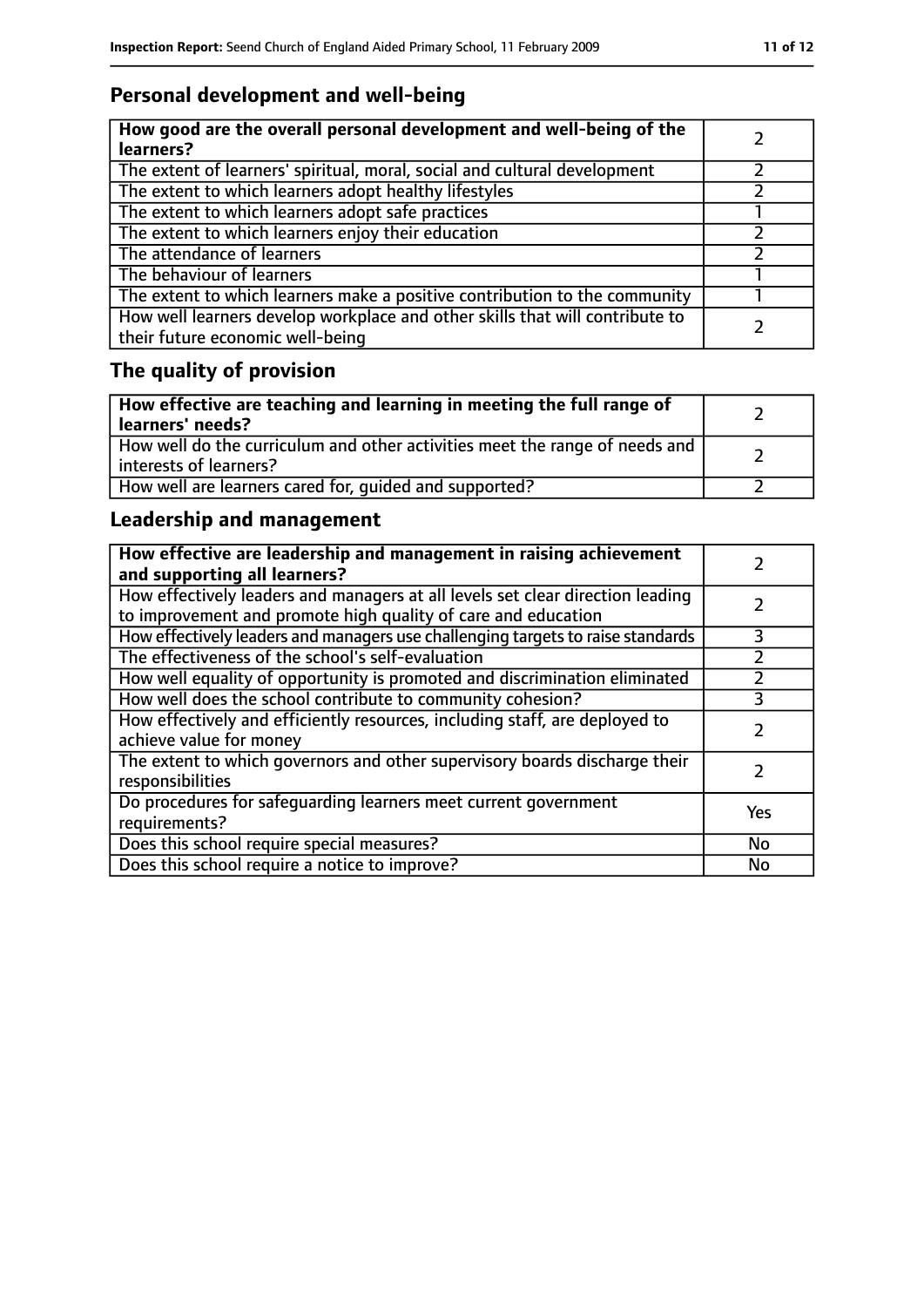## Personal development and well-being

| How good are the overall personal development and well-being of the learners? | 2 |
|---|---|
| The extent of learners' spiritual, moral, social and cultural development | 2 |
| The extent to which learners adopt healthy lifestyles | 2 |
| The extent to which learners adopt safe practices | 1 |
| The extent to which learners enjoy their education | 2 |
| The attendance of learners | 2 |
| The behaviour of learners | 1 |
| The extent to which learners make a positive contribution to the community | 1 |
| How well learners develop workplace and other skills that will contribute to their future economic well-being | 2 |

## The quality of provision

| How effective are teaching and learning in meeting the full range of learners' needs? | 2 |
|---|---|
| How well do the curriculum and other activities meet the range of needs and interests of learners? | 2 |
| How well are learners cared for, guided and supported? | 2 |

## Leadership and management

| How effective are leadership and management in raising achievement and supporting all learners? | 2 |
|---|---|
| How effectively leaders and managers at all levels set clear direction leading to improvement and promote high quality of care and education | 2 |
| How effectively leaders and managers use challenging targets to raise standards | 3 |
| The effectiveness of the school's self-evaluation | 2 |
| How well equality of opportunity is promoted and discrimination eliminated | 2 |
| How well does the school contribute to community cohesion? | 3 |
| How effectively and efficiently resources, including staff, are deployed to achieve value for money | 2 |
| The extent to which governors and other supervisory boards discharge their responsibilities | 2 |
| Do procedures for safeguarding learners meet current government requirements? | Yes |
| Does this school require special measures? | No |
| Does this school require a notice to improve? | No |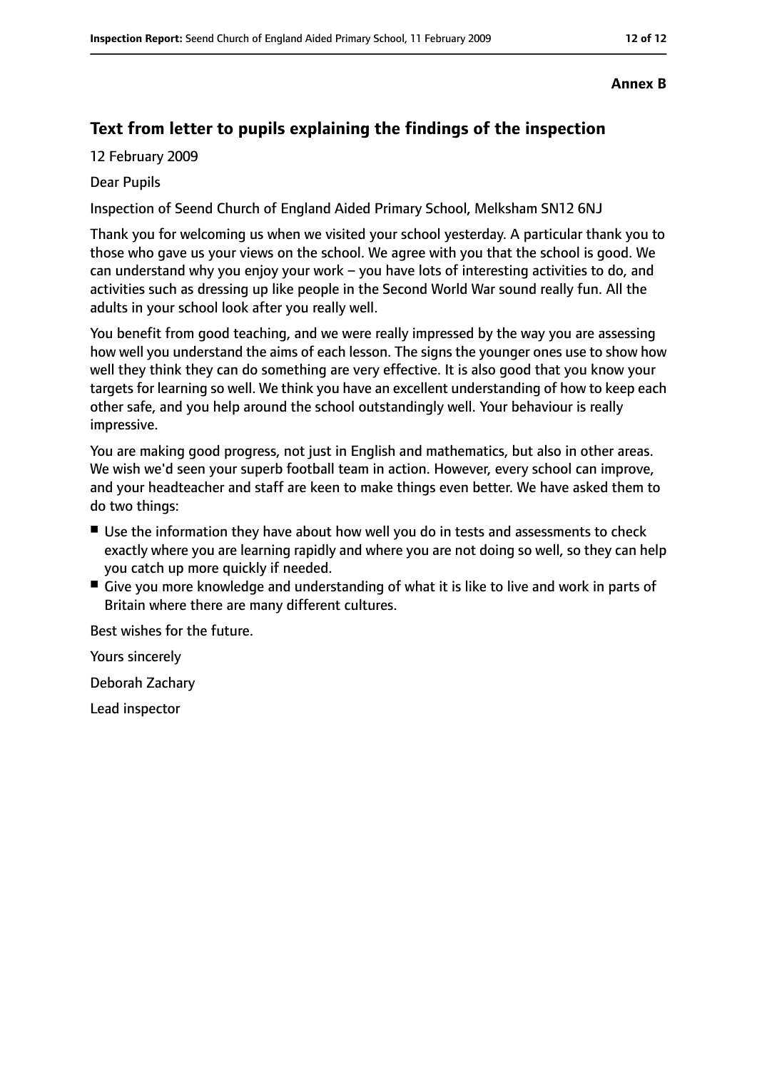**Annex B**

## Text from letter to pupils explaining the findings of the inspection

12 February 2009

Dear Pupils

Inspection of Seend Church of England Aided Primary School, Melksham SN12 6NJ

Thank you for welcoming us when we visited your school yesterday. A particular thank you to those who gave us your views on the school. We agree with you that the school is good. We can understand why you enjoy your work – you have lots of interesting activities to do, and activities such as dressing up like people in the Second World War sound really fun. All the adults in your school look after you really well.

You benefit from good teaching, and we were really impressed by the way you are assessing how well you understand the aims of each lesson. The signs the younger ones use to show how well they think they can do something are very effective. It is also good that you know your targets for learning so well. We think you have an excellent understanding of how to keep each other safe, and you help around the school outstandingly well. Your behaviour is really impressive.

You are making good progress, not just in English and mathematics, but also in other areas. We wish we'd seen your superb football team in action. However, every school can improve, and your headteacher and staff are keen to make things even better. We have asked them to do two things:

- Use the information they have about how well you do in tests and assessments to check exactly where you are learning rapidly and where you are not doing so well, so they can help you catch up more quickly if needed.
- Give you more knowledge and understanding of what it is like to live and work in parts of Britain where there are many different cultures.

Best wishes for the future.

Yours sincerely

Deborah Zachary

Lead inspector